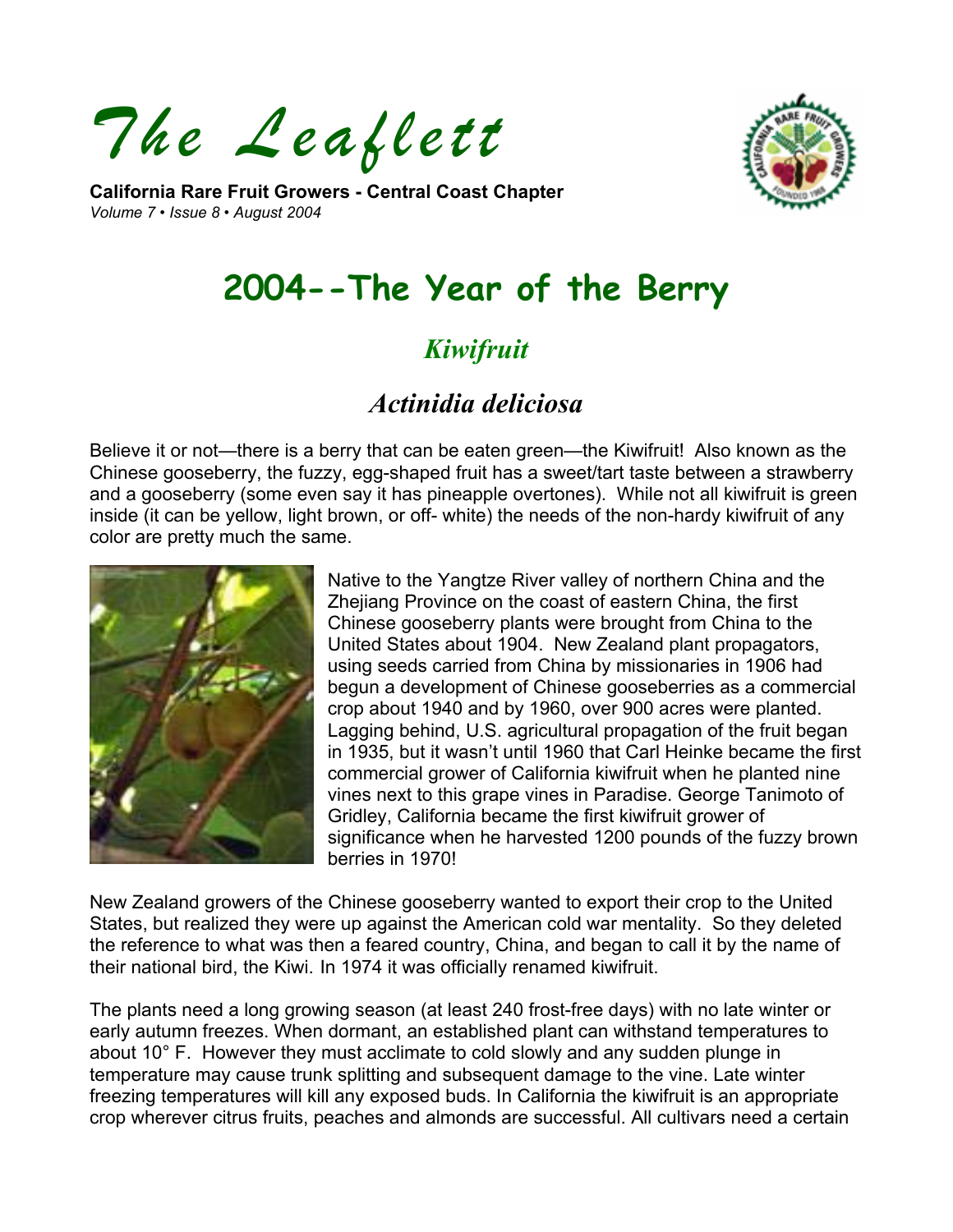# The Leaflett

**California Rare Fruit Growers - Central Coast Chapter**
*Volume 7 • Issue 8 • August 2004*

# 2004--The Year of the Berry

## *Kiwifruit*

## *Actinidia deliciosa*

Believe it or not—there is a berry that can be eaten green—the Kiwifruit! Also known as the Chinese gooseberry, the fuzzy, egg-shaped fruit has a sweet/tart taste between a strawberry and a gooseberry (some even say it has pineapple overtones). While not all kiwifruit is green inside (it can be yellow, light brown, or off- white) the needs of the non-hardy kiwifruit of any color are pretty much the same.

Native to the Yangtze River valley of northern China and the Zhejiang Province on the coast of eastern China, the first Chinese gooseberry plants were brought from China to the United States about 1904. New Zealand plant propagators, using seeds carried from China by missionaries in 1906 had begun a development of Chinese gooseberries as a commercial crop about 1940 and by 1960, over 900 acres were planted. Lagging behind, U.S. agricultural propagation of the fruit began in 1935, but it wasn't until 1960 that Carl Heinke became the first commercial grower of California kiwifruit when he planted nine vines next to this grape vines in Paradise. George Tanimoto of Gridley, California became the first kiwifruit grower of significance when he harvested 1200 pounds of the fuzzy brown berries in 1970!

New Zealand growers of the Chinese gooseberry wanted to export their crop to the United States, but realized they were up against the American cold war mentality. So they deleted the reference to what was then a feared country, China, and began to call it by the name of their national bird, the Kiwi. In 1974 it was officially renamed kiwifruit.

The plants need a long growing season (at least 240 frost-free days) with no late winter or early autumn freezes. When dormant, an established plant can withstand temperatures to about 10° F. However they must acclimate to cold slowly and any sudden plunge in temperature may cause trunk splitting and subsequent damage to the vine. Late winter freezing temperatures will kill any exposed buds. In California the kiwifruit is an appropriate crop wherever citrus fruits, peaches and almonds are successful. All cultivars need a certain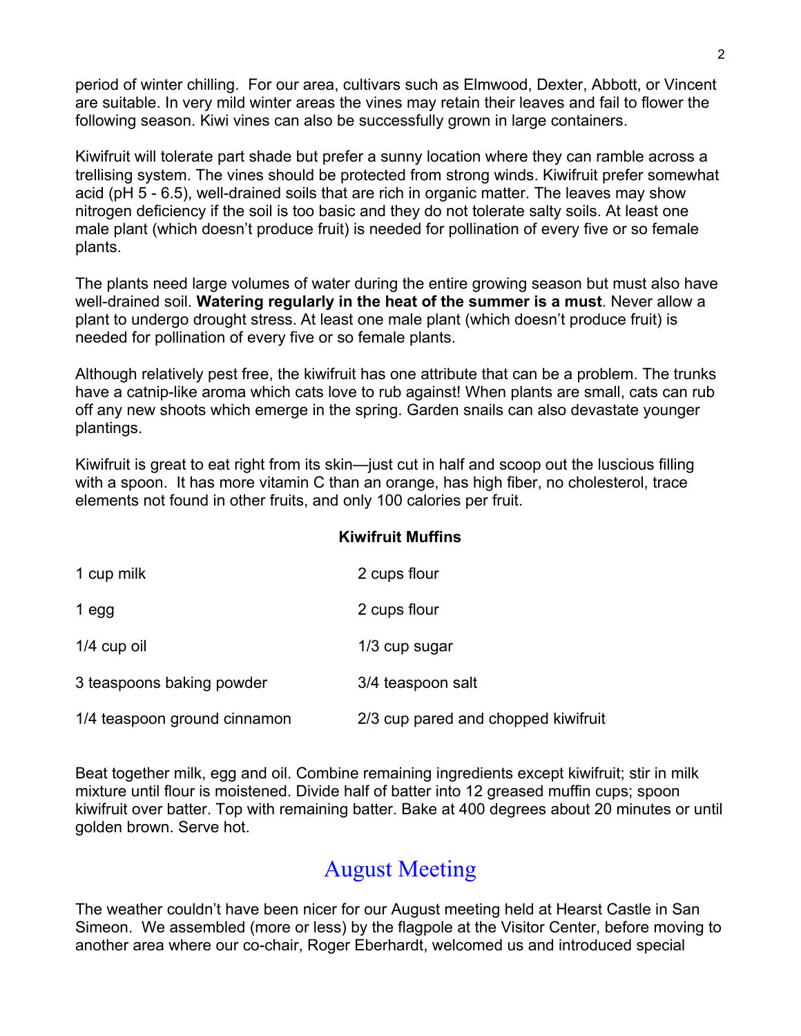period of winter chilling. For our area, cultivars such as Elmwood, Dexter, Abbott, or Vincent are suitable. In very mild winter areas the vines may retain their leaves and fail to flower the following season. Kiwi vines can also be successfully grown in large containers.

Kiwifruit will tolerate part shade but prefer a sunny location where they can ramble across a trellising system. The vines should be protected from strong winds. Kiwifruit prefer somewhat acid (pH 5 - 6.5), well-drained soils that are rich in organic matter. The leaves may show nitrogen deficiency if the soil is too basic and they do not tolerate salty soils. At least one male plant (which doesn't produce fruit) is needed for pollination of every five or so female plants.

The plants need large volumes of water during the entire growing season but must also have well-drained soil. **Watering regularly in the heat of the summer is a must**. Never allow a plant to undergo drought stress. At least one male plant (which doesn't produce fruit) is needed for pollination of every five or so female plants.

Although relatively pest free, the kiwifruit has one attribute that can be a problem. The trunks have a catnip-like aroma which cats love to rub against! When plants are small, cats can rub off any new shoots which emerge in the spring. Garden snails can also devastate younger plantings.

Kiwifruit is great to eat right from its skin—just cut in half and scoop out the luscious filling with a spoon. It has more vitamin C than an orange, has high fiber, no cholesterol, trace elements not found in other fruits, and only 100 calories per fruit.

**Kiwifruit Muffins**

| | |
|---|---|
| 1 cup milk | 2 cups flour |
| 1 egg | 2 cups flour |
| 1/4 cup oil | 1/3 cup sugar |
| 3 teaspoons baking powder | 3/4 teaspoon salt |
| 1/4 teaspoon ground cinnamon | 2/3 cup pared and chopped kiwifruit |

Beat together milk, egg and oil. Combine remaining ingredients except kiwifruit; stir in milk mixture until flour is moistened. Divide half of batter into 12 greased muffin cups; spoon kiwifruit over batter. Top with remaining batter. Bake at 400 degrees about 20 minutes or until golden brown. Serve hot.

## August Meeting

The weather couldn't have been nicer for our August meeting held at Hearst Castle in San Simeon. We assembled (more or less) by the flagpole at the Visitor Center, before moving to another area where our co-chair, Roger Eberhardt, welcomed us and introduced special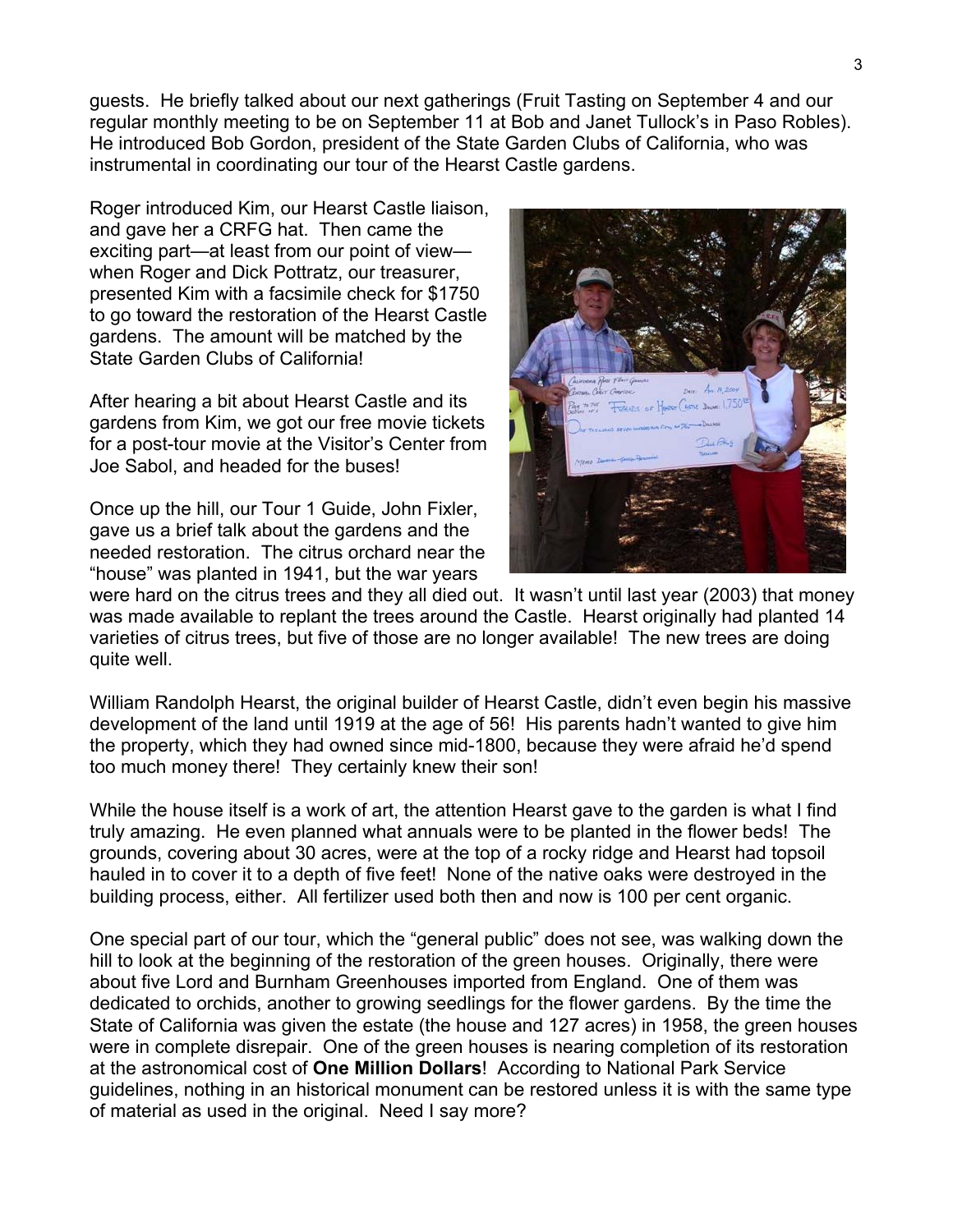guests. He briefly talked about our next gatherings (Fruit Tasting on September 4 and our regular monthly meeting to be on September 11 at Bob and Janet Tullock's in Paso Robles). He introduced Bob Gordon, president of the State Garden Clubs of California, who was instrumental in coordinating our tour of the Hearst Castle gardens.

Roger introduced Kim, our Hearst Castle liaison, and gave her a CRFG hat. Then came the exciting part—at least from our point of view—when Roger and Dick Pottratz, our treasurer, presented Kim with a facsimile check for $1750 to go toward the restoration of the Hearst Castle gardens. The amount will be matched by the State Garden Clubs of California!

After hearing a bit about Hearst Castle and its gardens from Kim, we got our free movie tickets for a post-tour movie at the Visitor's Center from Joe Sabol, and headed for the buses!

Once up the hill, our Tour 1 Guide, John Fixler, gave us a brief talk about the gardens and the needed restoration. The citrus orchard near the "house" was planted in 1941, but the war years were hard on the citrus trees and they all died out. It wasn't until last year (2003) that money was made available to replant the trees around the Castle. Hearst originally had planted 14 varieties of citrus trees, but five of those are no longer available! The new trees are doing quite well.

William Randolph Hearst, the original builder of Hearst Castle, didn't even begin his massive development of the land until 1919 at the age of 56! His parents hadn't wanted to give him the property, which they had owned since mid-1800, because they were afraid he'd spend too much money there! They certainly knew their son!

While the house itself is a work of art, the attention Hearst gave to the garden is what I find truly amazing. He even planned what annuals were to be planted in the flower beds! The grounds, covering about 30 acres, were at the top of a rocky ridge and Hearst had topsoil hauled in to cover it to a depth of five feet! None of the native oaks were destroyed in the building process, either. All fertilizer used both then and now is 100 per cent organic.

One special part of our tour, which the "general public" does not see, was walking down the hill to look at the beginning of the restoration of the green houses. Originally, there were about five Lord and Burnham Greenhouses imported from England. One of them was dedicated to orchids, another to growing seedlings for the flower gardens. By the time the State of California was given the estate (the house and 127 acres) in 1958, the green houses were in complete disrepair. One of the green houses is nearing completion of its restoration at the astronomical cost of **One Million Dollars**! According to National Park Service guidelines, nothing in an historical monument can be restored unless it is with the same type of material as used in the original. Need I say more?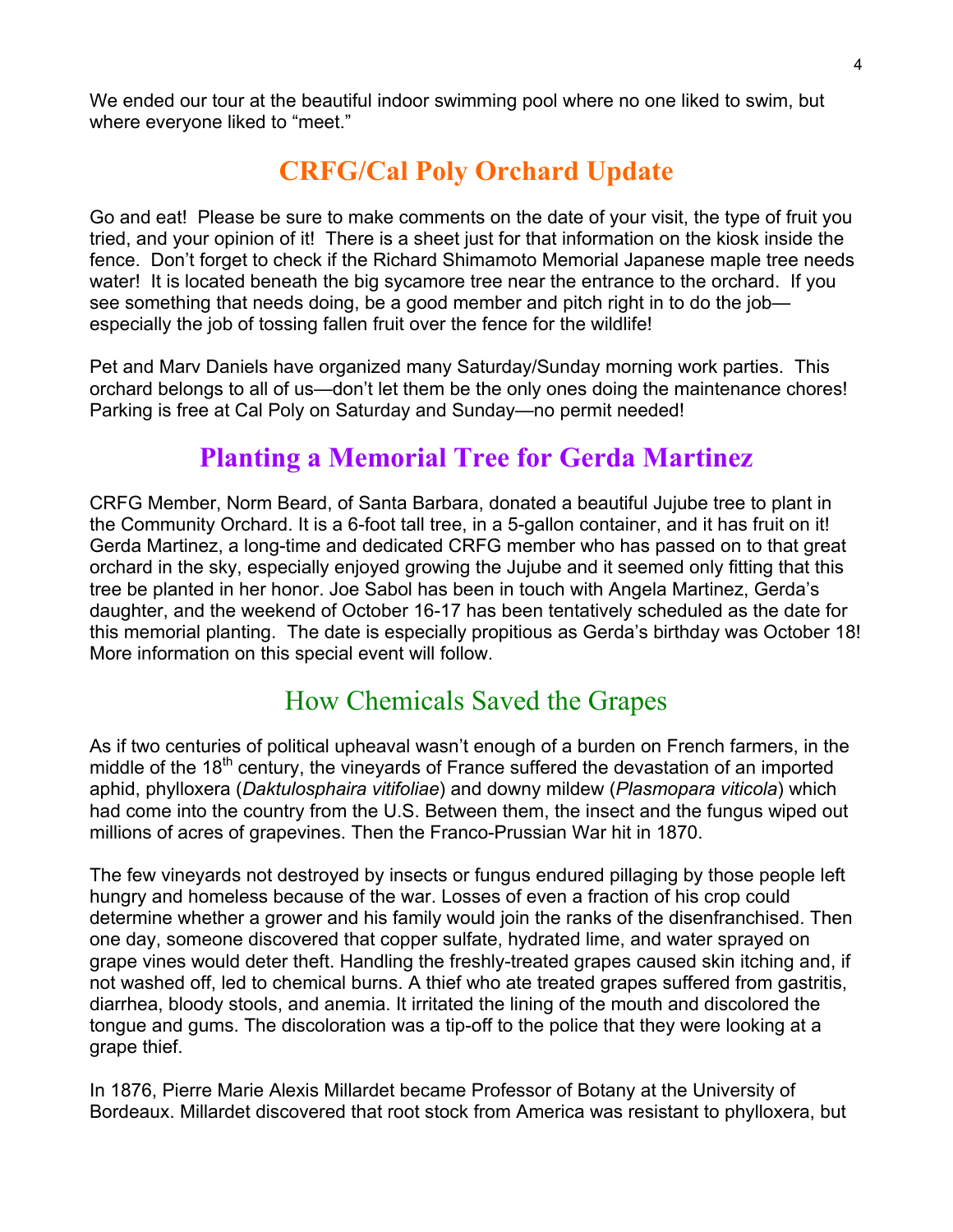We ended our tour at the beautiful indoor swimming pool where no one liked to swim, but where everyone liked to "meet."

## CRFG/Cal Poly Orchard Update

Go and eat! Please be sure to make comments on the date of your visit, the type of fruit you tried, and your opinion of it! There is a sheet just for that information on the kiosk inside the fence. Don't forget to check if the Richard Shimamoto Memorial Japanese maple tree needs water! It is located beneath the big sycamore tree near the entrance to the orchard. If you see something that needs doing, be a good member and pitch right in to do the job—especially the job of tossing fallen fruit over the fence for the wildlife!

Pet and Marv Daniels have organized many Saturday/Sunday morning work parties. This orchard belongs to all of us—don't let them be the only ones doing the maintenance chores! Parking is free at Cal Poly on Saturday and Sunday—no permit needed!

## Planting a Memorial Tree for Gerda Martinez

CRFG Member, Norm Beard, of Santa Barbara, donated a beautiful Jujube tree to plant in the Community Orchard. It is a 6-foot tall tree, in a 5-gallon container, and it has fruit on it! Gerda Martinez, a long-time and dedicated CRFG member who has passed on to that great orchard in the sky, especially enjoyed growing the Jujube and it seemed only fitting that this tree be planted in her honor. Joe Sabol has been in touch with Angela Martinez, Gerda's daughter, and the weekend of October 16-17 has been tentatively scheduled as the date for this memorial planting. The date is especially propitious as Gerda's birthday was October 18! More information on this special event will follow.

## How Chemicals Saved the Grapes

As if two centuries of political upheaval wasn't enough of a burden on French farmers, in the middle of the 18th century, the vineyards of France suffered the devastation of an imported aphid, phylloxera (*Daktulosphaira vitifoliae*) and downy mildew (*Plasmopara viticola*) which had come into the country from the U.S. Between them, the insect and the fungus wiped out millions of acres of grapevines. Then the Franco-Prussian War hit in 1870.

The few vineyards not destroyed by insects or fungus endured pillaging by those people left hungry and homeless because of the war. Losses of even a fraction of his crop could determine whether a grower and his family would join the ranks of the disenfranchised. Then one day, someone discovered that copper sulfate, hydrated lime, and water sprayed on grape vines would deter theft. Handling the freshly-treated grapes caused skin itching and, if not washed off, led to chemical burns. A thief who ate treated grapes suffered from gastritis, diarrhea, bloody stools, and anemia. It irritated the lining of the mouth and discolored the tongue and gums. The discoloration was a tip-off to the police that they were looking at a grape thief.

In 1876, Pierre Marie Alexis Millardet became Professor of Botany at the University of Bordeaux. Millardet discovered that root stock from America was resistant to phylloxera, but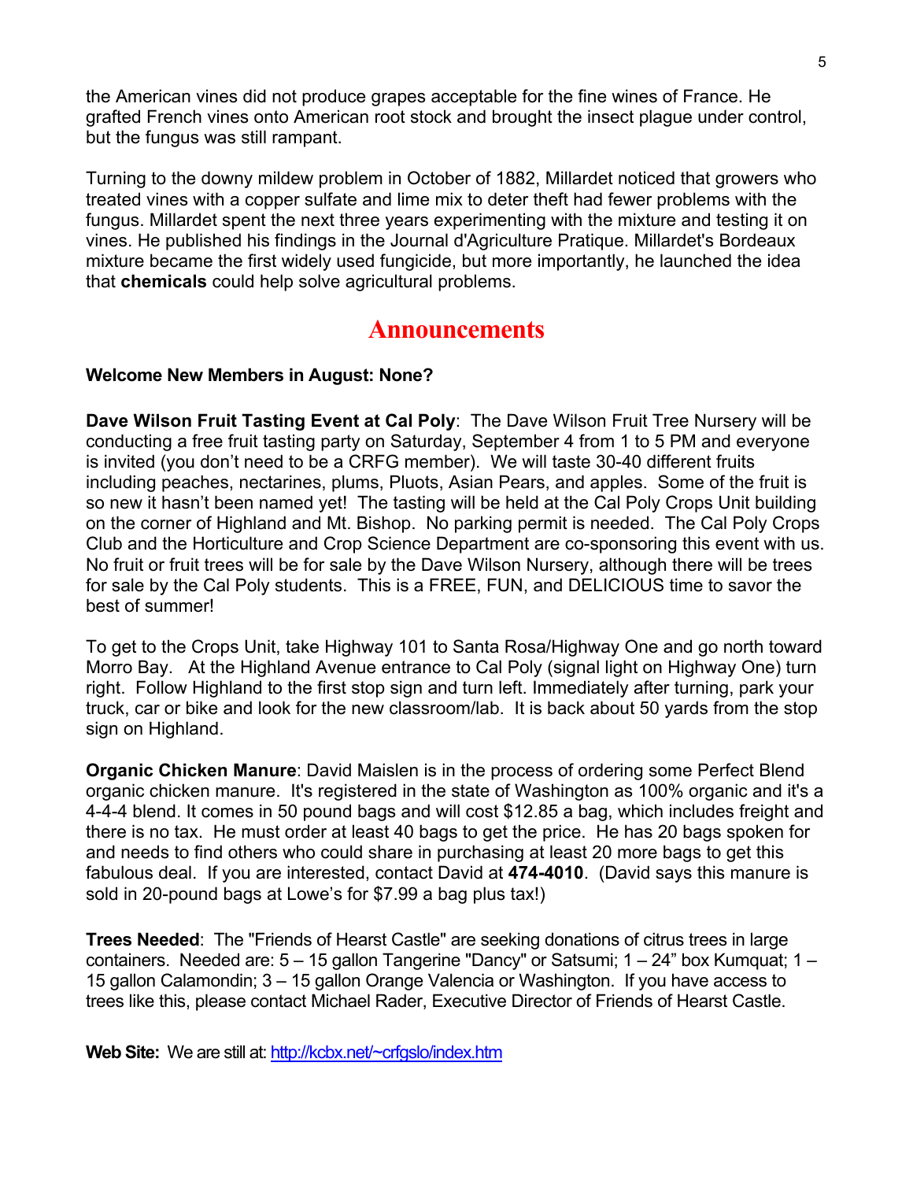the American vines did not produce grapes acceptable for the fine wines of France. He grafted French vines onto American root stock and brought the insect plague under control, but the fungus was still rampant.

Turning to the downy mildew problem in October of 1882, Millardet noticed that growers who treated vines with a copper sulfate and lime mix to deter theft had fewer problems with the fungus. Millardet spent the next three years experimenting with the mixture and testing it on vines. He published his findings in the Journal d'Agriculture Pratique. Millardet's Bordeaux mixture became the first widely used fungicide, but more importantly, he launched the idea that **chemicals** could help solve agricultural problems.

# Announcements

**Welcome New Members in August: None?**

**Dave Wilson Fruit Tasting Event at Cal Poly**: The Dave Wilson Fruit Tree Nursery will be conducting a free fruit tasting party on Saturday, September 4 from 1 to 5 PM and everyone is invited (you don't need to be a CRFG member). We will taste 30-40 different fruits including peaches, nectarines, plums, Pluots, Asian Pears, and apples. Some of the fruit is so new it hasn't been named yet! The tasting will be held at the Cal Poly Crops Unit building on the corner of Highland and Mt. Bishop. No parking permit is needed. The Cal Poly Crops Club and the Horticulture and Crop Science Department are co-sponsoring this event with us. No fruit or fruit trees will be for sale by the Dave Wilson Nursery, although there will be trees for sale by the Cal Poly students. This is a FREE, FUN, and DELICIOUS time to savor the best of summer!

To get to the Crops Unit, take Highway 101 to Santa Rosa/Highway One and go north toward Morro Bay. At the Highland Avenue entrance to Cal Poly (signal light on Highway One) turn right. Follow Highland to the first stop sign and turn left. Immediately after turning, park your truck, car or bike and look for the new classroom/lab. It is back about 50 yards from the stop sign on Highland.

**Organic Chicken Manure**: David Maislen is in the process of ordering some Perfect Blend organic chicken manure. It's registered in the state of Washington as 100% organic and it's a 4-4-4 blend. It comes in 50 pound bags and will cost $12.85 a bag, which includes freight and there is no tax. He must order at least 40 bags to get the price. He has 20 bags spoken for and needs to find others who could share in purchasing at least 20 more bags to get this fabulous deal. If you are interested, contact David at **474-4010**. (David says this manure is sold in 20-pound bags at Lowe's for $7.99 a bag plus tax!)

**Trees Needed**: The "Friends of Hearst Castle" are seeking donations of citrus trees in large containers. Needed are: 5 – 15 gallon Tangerine "Dancy" or Satsumi; 1 – 24" box Kumquat; 1 – 15 gallon Calamondin; 3 – 15 gallon Orange Valencia or Washington. If you have access to trees like this, please contact Michael Rader, Executive Director of Friends of Hearst Castle.

**Web Site:** We are still at: http://kcbx.net/~crfgslo/index.htm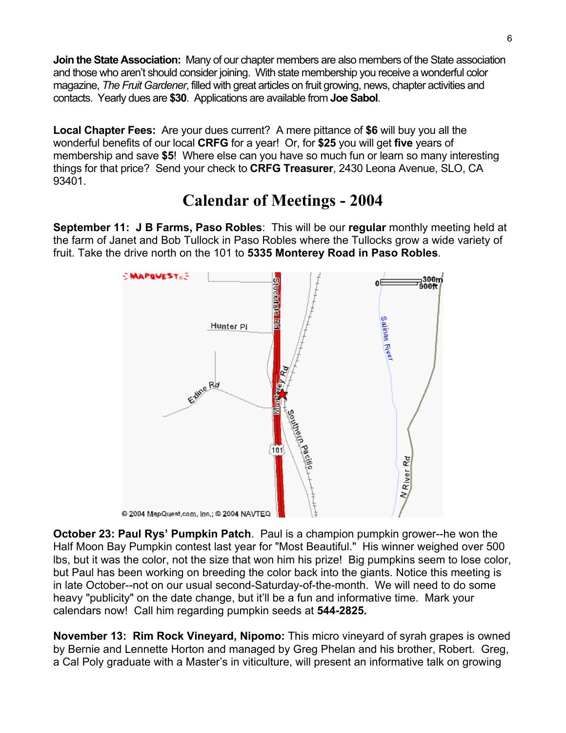**Join the State Association:** Many of our chapter members are also members of the State association and those who aren't should consider joining. With state membership you receive a wonderful color magazine, *The Fruit Gardener*, filled with great articles on fruit growing, news, chapter activities and contacts. Yearly dues are **$30**. Applications are available from **Joe Sabol**.

**Local Chapter Fees:** Are your dues current? A mere pittance of **$6** will buy you all the wonderful benefits of our local **CRFG** for a year! Or, for **$25** you will get **five** years of membership and save **$5**! Where else can you have so much fun or learn so many interesting things for that price? Send your check to **CRFG Treasurer**, 2430 Leona Avenue, SLO, CA 93401.

# Calendar of Meetings - 2004

**September 11: J B Farms, Paso Robles**: This will be our **regular** monthly meeting held at the farm of Janet and Bob Tullock in Paso Robles where the Tullocks grow a wide variety of fruit. Take the drive north on the 101 to **5335 Monterey Road in Paso Robles**.

**October 23: Paul Rys' Pumpkin Patch**. Paul is a champion pumpkin grower--he won the Half Moon Bay Pumpkin contest last year for "Most Beautiful." His winner weighed over 500 lbs, but it was the color, not the size that won him his prize! Big pumpkins seem to lose color, but Paul has been working on breeding the color back into the giants. Notice this meeting is in late October--not on our usual second-Saturday-of-the-month. We will need to do some heavy "publicity" on the date change, but it'll be a fun and informative time. Mark your calendars now! Call him regarding pumpkin seeds at **544-2825.**

**November 13: Rim Rock Vineyard, Nipomo:** This micro vineyard of syrah grapes is owned by Bernie and Lennette Horton and managed by Greg Phelan and his brother, Robert. Greg, a Cal Poly graduate with a Master's in viticulture, will present an informative talk on growing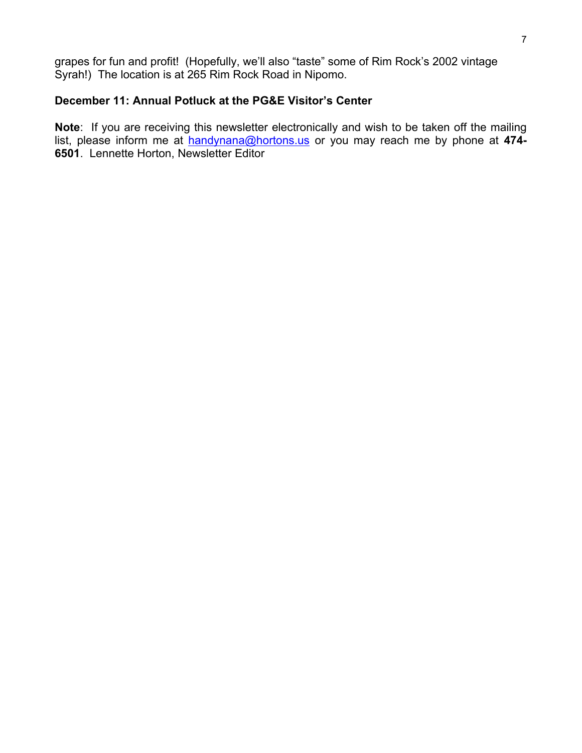grapes for fun and profit! (Hopefully, we'll also "taste" some of Rim Rock's 2002 vintage Syrah!) The location is at 265 Rim Rock Road in Nipomo.

**December 11: Annual Potluck at the PG&E Visitor's Center**

**Note**: If you are receiving this newsletter electronically and wish to be taken off the mailing list, please inform me at handynana@hortons.us or you may reach me by phone at **474-6501**. Lennette Horton, Newsletter Editor